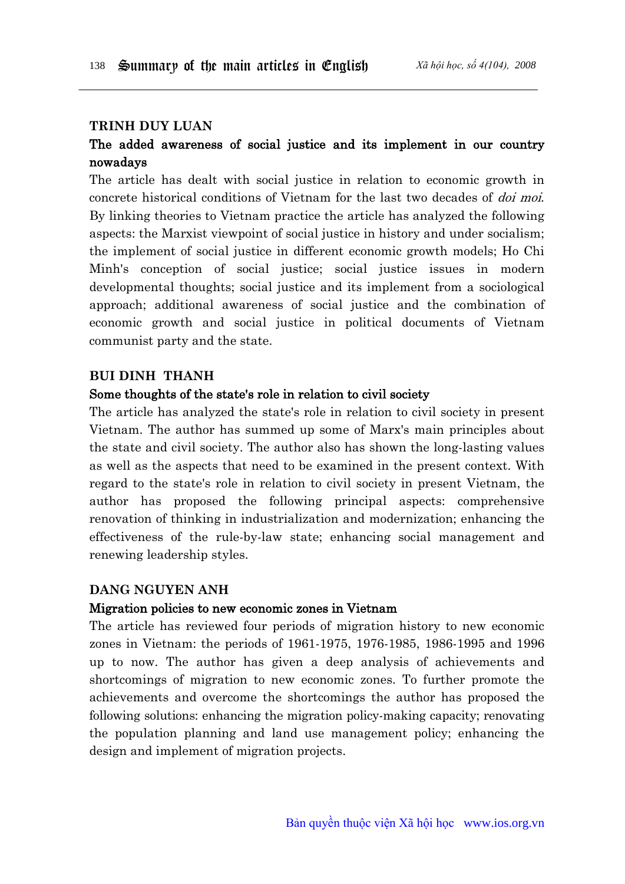## TRINH DUY LUAN

### The added awareness of social justice and its implement in our country nowadays

The article has dealt with social justice in relation to economic growth in concrete historical conditions of Vietnam for the last two decades of *doi moi*. By linking theories to Vietnam practice the article has analyzed the following aspects: the Marxist viewpoint of social justice in history and under socialism; the implement of social justice in different economic growth models; Ho Chi Minh's conception of social justice; social justice issues in modern developmental thoughts; social justice and its implement from a sociological approach; additional awareness of social justice and the combination of economic growth and social justice in political documents of Vietnam communist party and the state.

## BUI DINH THANH

### Some thoughts of the state's role in relation to civil society

The article has analyzed the state's role in relation to civil society in present Vietnam. The author has summed up some of Marx's main principles about the state and civil society. The author also has shown the long-lasting values as well as the aspects that need to be examined in the present context. With regard to the state's role in relation to civil society in present Vietnam, the author has proposed the following principal aspects: comprehensive renovation of thinking in industrialization and modernization; enhancing the effectiveness of the rule-by-law state; enhancing social management and renewing leadership styles.

## DANG NGUYEN ANH

### Migration policies to new economic zones in Vietnam

The article has reviewed four periods of migration history to new economic zones in Vietnam: the periods of 1961-1975, 1976-1985, 1986-1995 and 1996 up to now. The author has given a deep analysis of achievements and shortcomings of migration to new economic zones. To further promote the achievements and overcome the shortcomings the author has proposed the following solutions: enhancing the migration policy-making capacity; renovating the population planning and land use management policy; enhancing the design and implement of migration projects.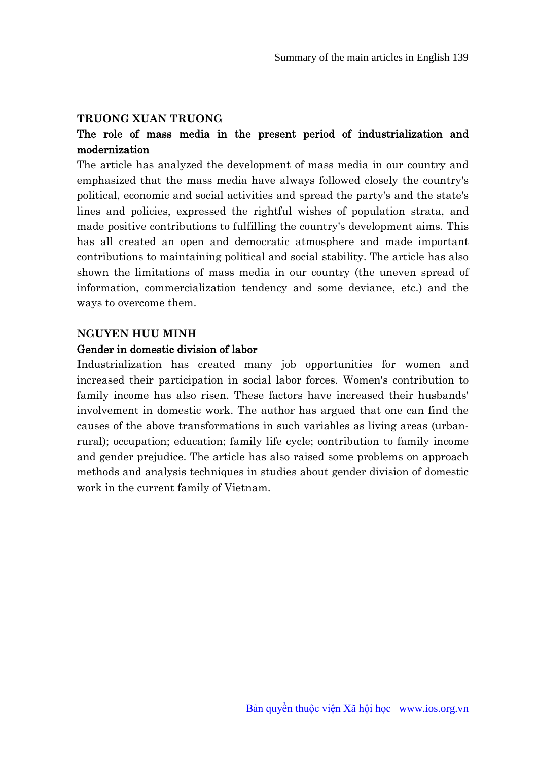**TRUONG XUAN TRUONG**

**The role of mass media in the present period of industrialization and modernization**

The article has analyzed the development of mass media in our country and emphasized that the mass media have always followed closely the country's political, economic and social activities and spread the party's and the state's lines and policies, expressed the rightful wishes of population strata, and made positive contributions to fulfilling the country's development aims. This has all created an open and democratic atmosphere and made important contributions to maintaining political and social stability. The article has also shown the limitations of mass media in our country (the uneven spread of information, commercialization tendency and some deviance, etc.) and the ways to overcome them.

**NGUYEN HUU MINH**

**Gender in domestic division of labor**

Industrialization has created many job opportunities for women and increased their participation in social labor forces. Women's contribution to family income has also risen. These factors have increased their husbands' involvement in domestic work. The author has argued that one can find the causes of the above transformations in such variables as living areas (urban-rural); occupation; education; family life cycle; contribution to family income and gender prejudice. The article has also raised some problems on approach methods and analysis techniques in studies about gender division of domestic work in the current family of Vietnam.